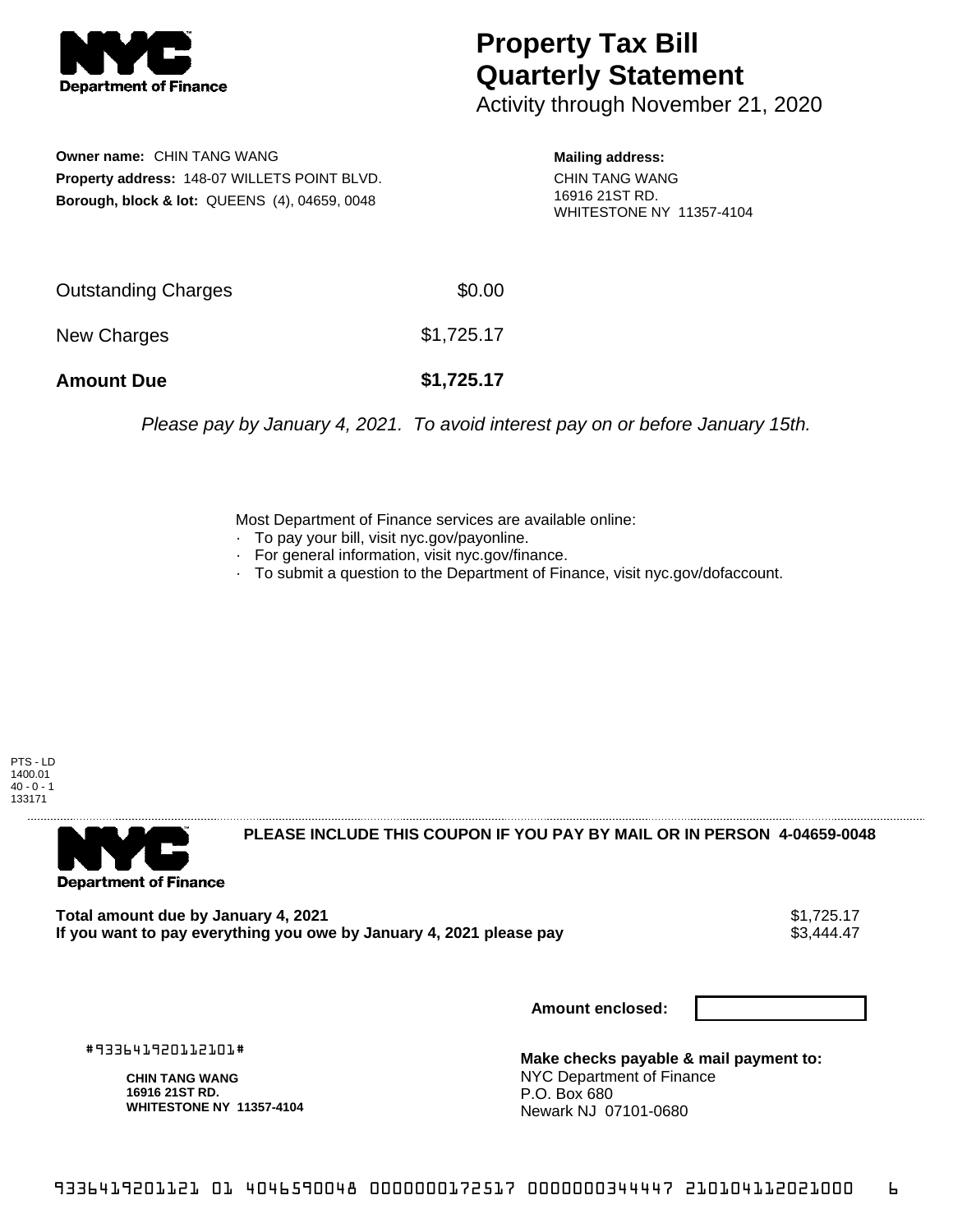# Property Tax Bill Quarterly Statement

Activity through November 21, 2020

**Owner name:** CHIN TANG WANG
**Property address:** 148-07 WILLETS POINT BLVD.
**Borough, block & lot:** QUEENS (4), 04659, 0048

**Mailing address:**
CHIN TANG WANG
16916 21ST RD.
WHITESTONE NY 11357-4104

| | |
|---|---|
| Outstanding Charges | $0.00 |
| New Charges | $1,725.17 |
| **Amount Due** | **$1,725.17** |

*Please pay by January 4, 2021. To avoid interest pay on or before January 15th.*

Most Department of Finance services are available online:
- To pay your bill, visit nyc.gov/payonline.
- For general information, visit nyc.gov/finance.
- To submit a question to the Department of Finance, visit nyc.gov/dofaccount.

PTS - LD
1400.01
40 - 0 - 1
133171

**PLEASE INCLUDE THIS COUPON IF YOU PAY BY MAIL OR IN PERSON 4-04659-0048**

**Total amount due by January 4, 2021** $1,725.17
**If you want to pay everything you owe by January 4, 2021 please pay** $3,444.47

**Amount enclosed:**

#933641920112101#

**CHIN TANG WANG**
**16916 21ST RD.**
**WHITESTONE NY 11357-4104**

**Make checks payable & mail payment to:**
NYC Department of Finance
P.O. Box 680
Newark NJ 07101-0680

9336419201121 01 4046590048 0000000172517 0000000344447 210104112021000 6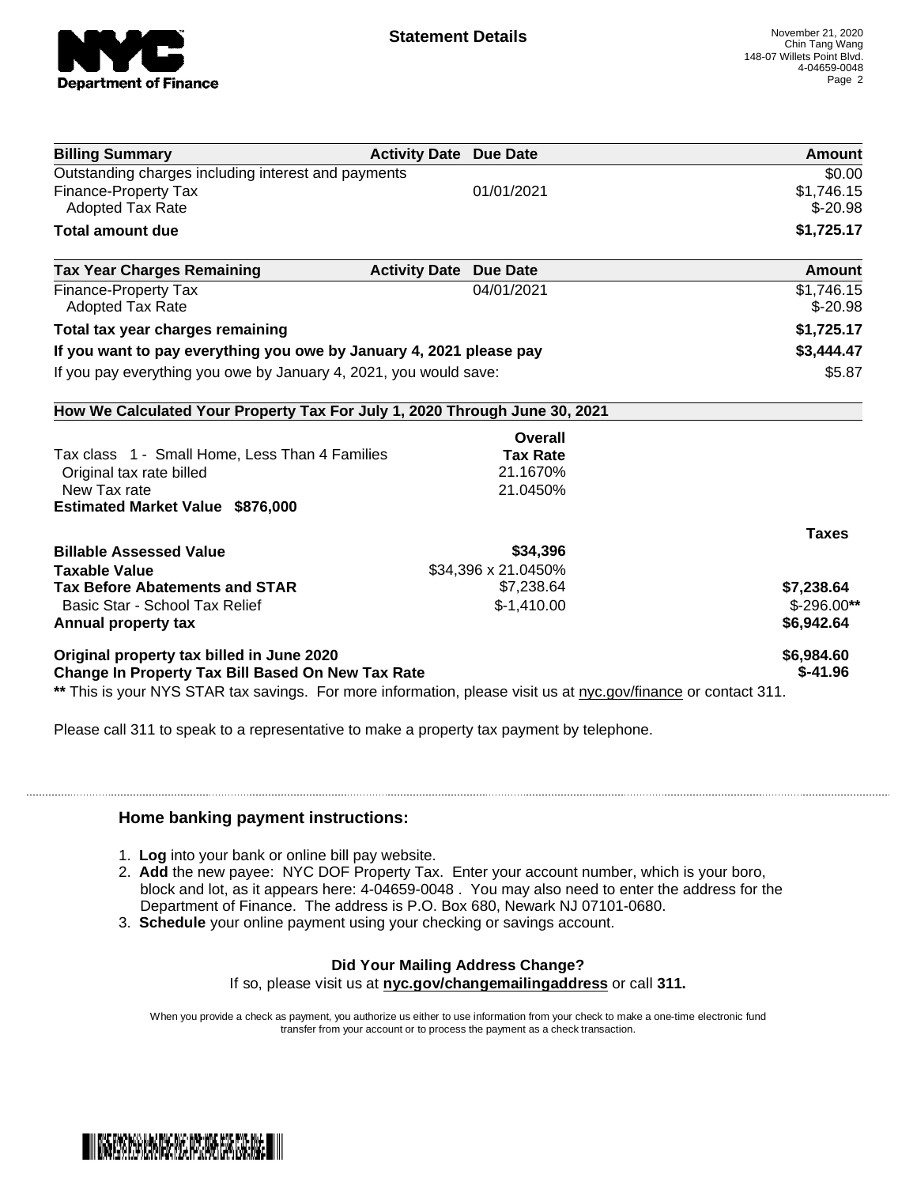## Statement Details

November 21, 2020
Chin Tang Wang
148-07 Willets Point Blvd.
4-04659-0048

| Billing Summary | Activity Date | Due Date | Amount |
|---|---|---|---|
| Outstanding charges including interest and payments | | | $0.00 |
| Finance-Property Tax | | 01/01/2021 | $1,746.15 |
| Adopted Tax Rate | | | $-20.98 |
| **Total amount due** | | | **$1,725.17** |

| Tax Year Charges Remaining | Activity Date | Due Date | Amount |
|---|---|---|---|
| Finance-Property Tax | | 04/01/2021 | $1,746.15 |
| Adopted Tax Rate | | | $-20.98 |
| **Total tax year charges remaining** | | | **$1,725.17** |
| **If you want to pay everything you owe by January 4, 2021 please pay** | | | **$3,444.47** |
| If you pay everything you owe by January 4, 2021, you would save: | | | $5.87 |

**How We Calculated Your Property Tax For July 1, 2020 Through June 30, 2021**

| | Overall Tax Rate | |
|---|---|---|
| Tax class 1 - Small Home, Less Than 4 Families | | |
| Original tax rate billed | 21.1670% | |
| New Tax rate | 21.0450% | |
| **Estimated Market Value $876,000** | | |
| | | **Taxes** |
| **Billable Assessed Value** | **$34,396** | |
| **Taxable Value** | $34,396 x 21.0450% | |
| **Tax Before Abatements and STAR** | $7,238.64 | **$7,238.64** |
| Basic Star - School Tax Relief | $-1,410.00 | $-296.00** |
| **Annual property tax** | | **$6,942.64** |
| **Original property tax billed in June 2020** | | **$6,984.60** |
| **Change In Property Tax Bill Based On New Tax Rate** | | **$-41.96** |

** This is your NYS STAR tax savings. For more information, please visit us at nyc.gov/finance or contact 311.

Please call 311 to speak to a representative to make a property tax payment by telephone.

### Home banking payment instructions:

1. **Log** into your bank or online bill pay website.
2. **Add** the new payee: NYC DOF Property Tax. Enter your account number, which is your boro, block and lot, as it appears here: 4-04659-0048 . You may also need to enter the address for the Department of Finance. The address is P.O. Box 680, Newark NJ 07101-0680.
3. **Schedule** your online payment using your checking or savings account.

**Did Your Mailing Address Change?**
If so, please visit us at **nyc.gov/changemailingaddress** or call **311.**

When you provide a check as payment, you authorize us either to use information from your check to make a one-time electronic fund transfer from your account or to process the payment as a check transaction.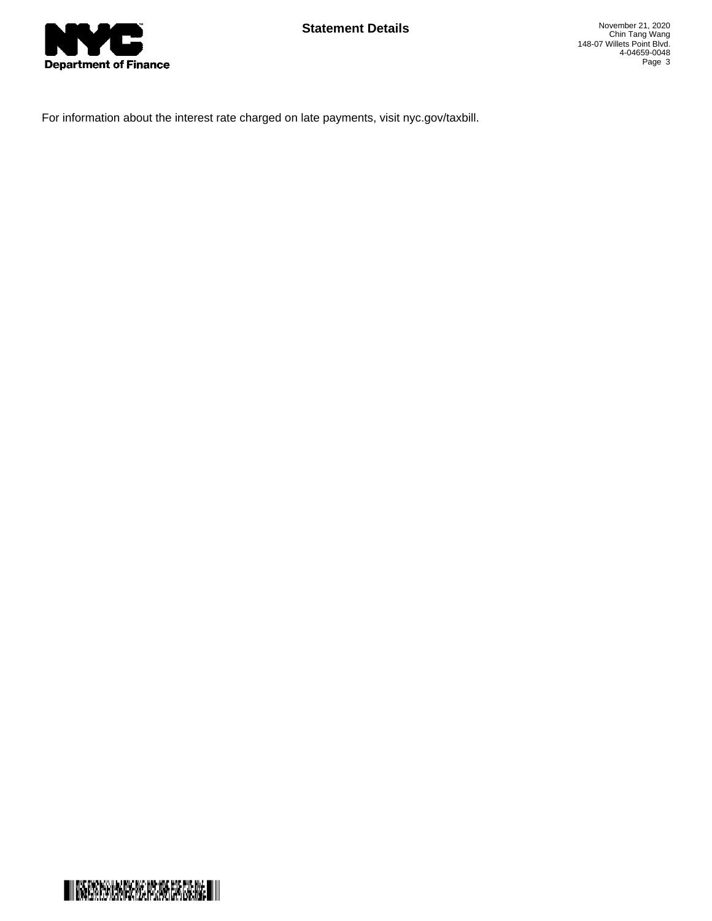For information about the interest rate charged on late payments, visit nyc.gov/taxbill.